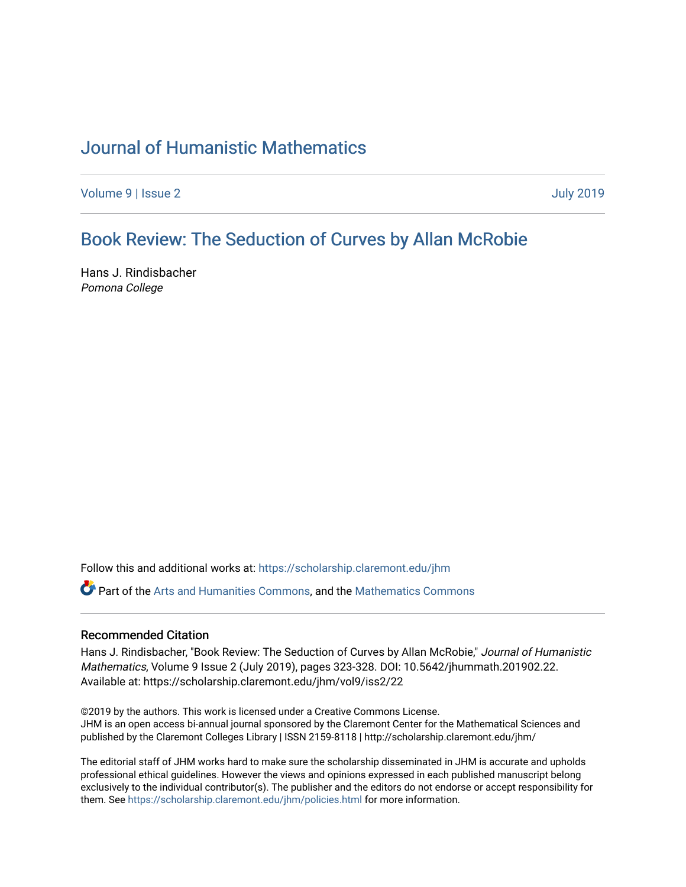# Journal of Humanistic Mathematics

Volume 9 | Issue 2 — July 2019

## Book Review: The Seduction of Curves by Allan McRobie

Hans J. Rindisbacher
*Pomona College*

Follow this and additional works at: https://scholarship.claremont.edu/jhm

Part of the Arts and Humanities Commons, and the Mathematics Commons

### Recommended Citation

Hans J. Rindisbacher, "Book Review: The Seduction of Curves by Allan McRobie," *Journal of Humanistic Mathematics*, Volume 9 Issue 2 (July 2019), pages 323-328. DOI: 10.5642/jhummath.201902.22. Available at: https://scholarship.claremont.edu/jhm/vol9/iss2/22

©2019 by the authors. This work is licensed under a Creative Commons License.
JHM is an open access bi-annual journal sponsored by the Claremont Center for the Mathematical Sciences and published by the Claremont Colleges Library | ISSN 2159-8118 | http://scholarship.claremont.edu/jhm/

The editorial staff of JHM works hard to make sure the scholarship disseminated in JHM is accurate and upholds professional ethical guidelines. However the views and opinions expressed in each published manuscript belong exclusively to the individual contributor(s). The publisher and the editors do not endorse or accept responsibility for them. See https://scholarship.claremont.edu/jhm/policies.html for more information.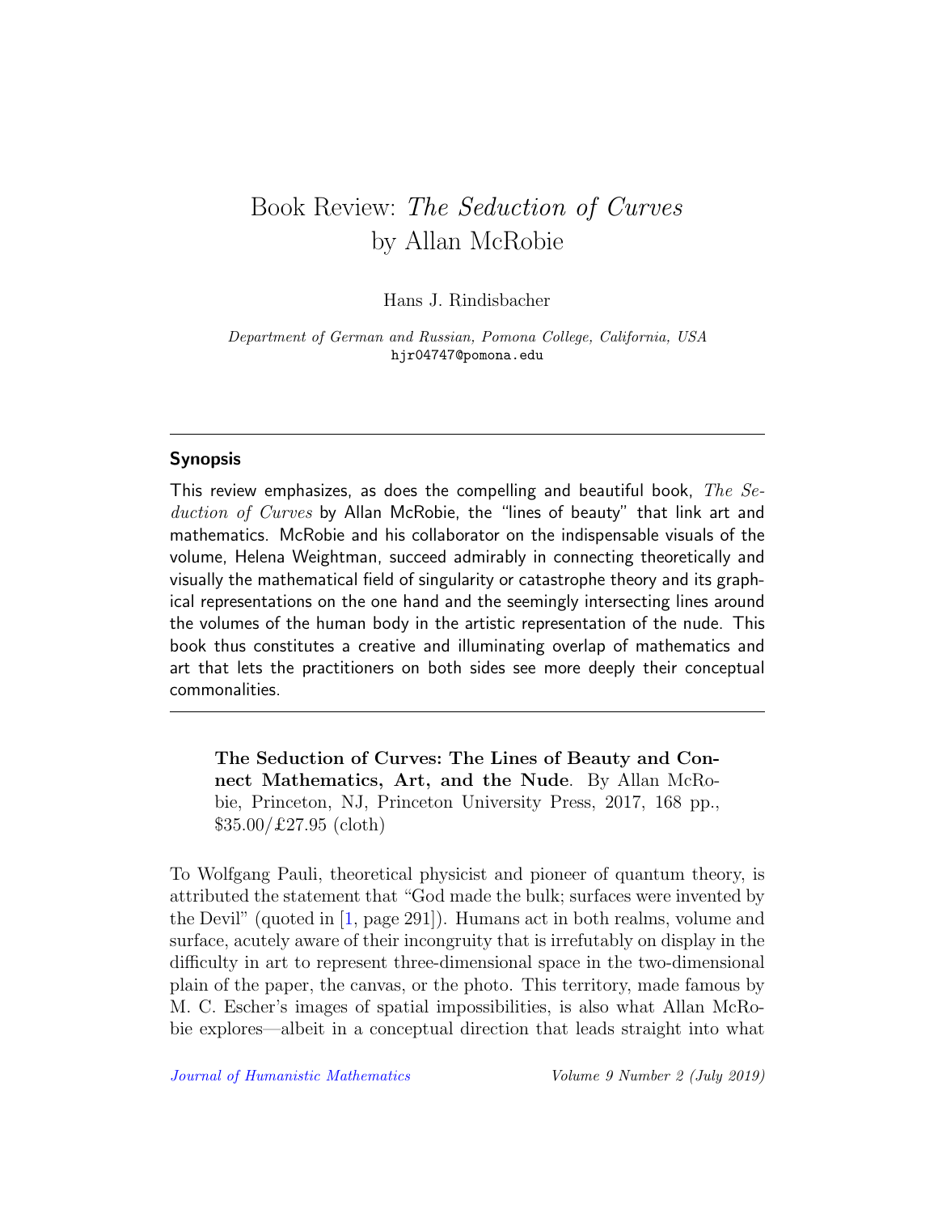# Book Review: *The Seduction of Curves* by Allan McRobie

Hans J. Rindisbacher

*Department of German and Russian, Pomona College, California, USA*
hjr04747@pomona.edu

---

### Synopsis

This review emphasizes, as does the compelling and beautiful book, *The Seduction of Curves* by Allan McRobie, the "lines of beauty" that link art and mathematics. McRobie and his collaborator on the indispensable visuals of the volume, Helena Weightman, succeed admirably in connecting theoretically and visually the mathematical field of singularity or catastrophe theory and its graphical representations on the one hand and the seemingly intersecting lines around the volumes of the human body in the artistic representation of the nude. This book thus constitutes a creative and illuminating overlap of mathematics and art that lets the practitioners on both sides see more deeply their conceptual commonalities.

---

> **The Seduction of Curves: The Lines of Beauty and Connect Mathematics, Art, and the Nude**. By Allan McRobie, Princeton, NJ, Princeton University Press, 2017, 168 pp., $35.00/£27.95 (cloth)

To Wolfgang Pauli, theoretical physicist and pioneer of quantum theory, is attributed the statement that "God made the bulk; surfaces were invented by the Devil" (quoted in [1, page 291]). Humans act in both realms, volume and surface, acutely aware of their incongruity that is irrefutably on display in the difficulty in art to represent three-dimensional space in the two-dimensional plain of the paper, the canvas, or the photo. This territory, made famous by M. C. Escher's images of spatial impossibilities, is also what Allan McRobie explores—albeit in a conceptual direction that leads straight into what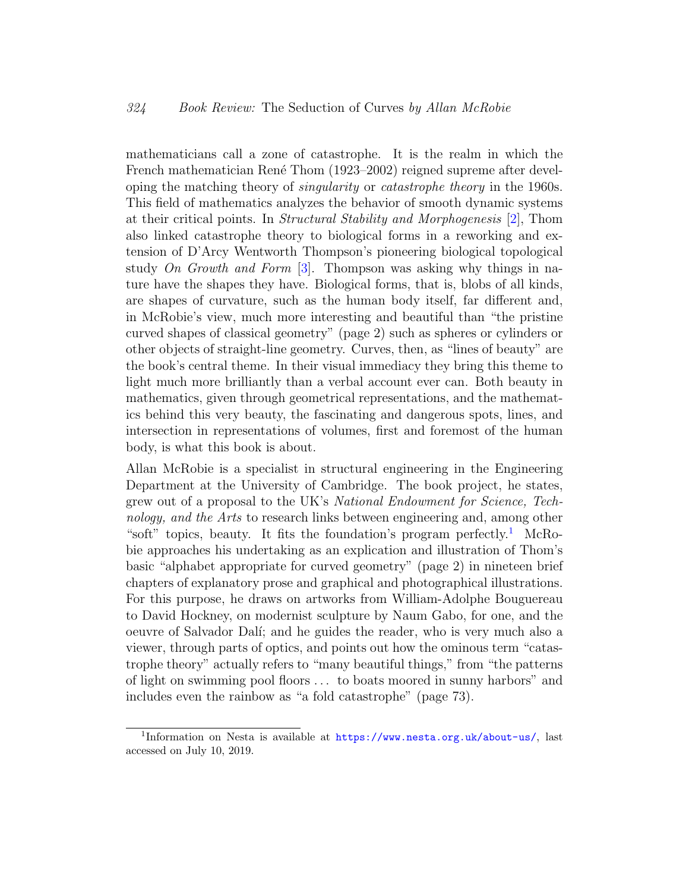mathematicians call a zone of catastrophe. It is the realm in which the French mathematician René Thom (1923–2002) reigned supreme after developing the matching theory of *singularity* or *catastrophe theory* in the 1960s. This field of mathematics analyzes the behavior of smooth dynamic systems at their critical points. In *Structural Stability and Morphogenesis* [2], Thom also linked catastrophe theory to biological forms in a reworking and extension of D'Arcy Wentworth Thompson's pioneering biological topological study *On Growth and Form* [3]. Thompson was asking why things in nature have the shapes they have. Biological forms, that is, blobs of all kinds, are shapes of curvature, such as the human body itself, far different and, in McRobie's view, much more interesting and beautiful than "the pristine curved shapes of classical geometry" (page 2) such as spheres or cylinders or other objects of straight-line geometry. Curves, then, as "lines of beauty" are the book's central theme. In their visual immediacy they bring this theme to light much more brilliantly than a verbal account ever can. Both beauty in mathematics, given through geometrical representations, and the mathematics behind this very beauty, the fascinating and dangerous spots, lines, and intersection in representations of volumes, first and foremost of the human body, is what this book is about.

Allan McRobie is a specialist in structural engineering in the Engineering Department at the University of Cambridge. The book project, he states, grew out of a proposal to the UK's *National Endowment for Science, Technology, and the Arts* to research links between engineering and, among other "soft" topics, beauty. It fits the foundation's program perfectly.[1] McRobie approaches his undertaking as an explication and illustration of Thom's basic "alphabet appropriate for curved geometry" (page 2) in nineteen brief chapters of explanatory prose and graphical and photographical illustrations. For this purpose, he draws on artworks from William-Adolphe Bouguereau to David Hockney, on modernist sculpture by Naum Gabo, for one, and the oeuvre of Salvador Dalí; and he guides the reader, who is very much also a viewer, through parts of optics, and points out how the ominous term "catastrophe theory" actually refers to "many beautiful things," from "the patterns of light on swimming pool floors ... to boats moored in sunny harbors" and includes even the rainbow as "a fold catastrophe" (page 73).

[1] Information on Nesta is available at https://www.nesta.org.uk/about-us/, last accessed on July 10, 2019.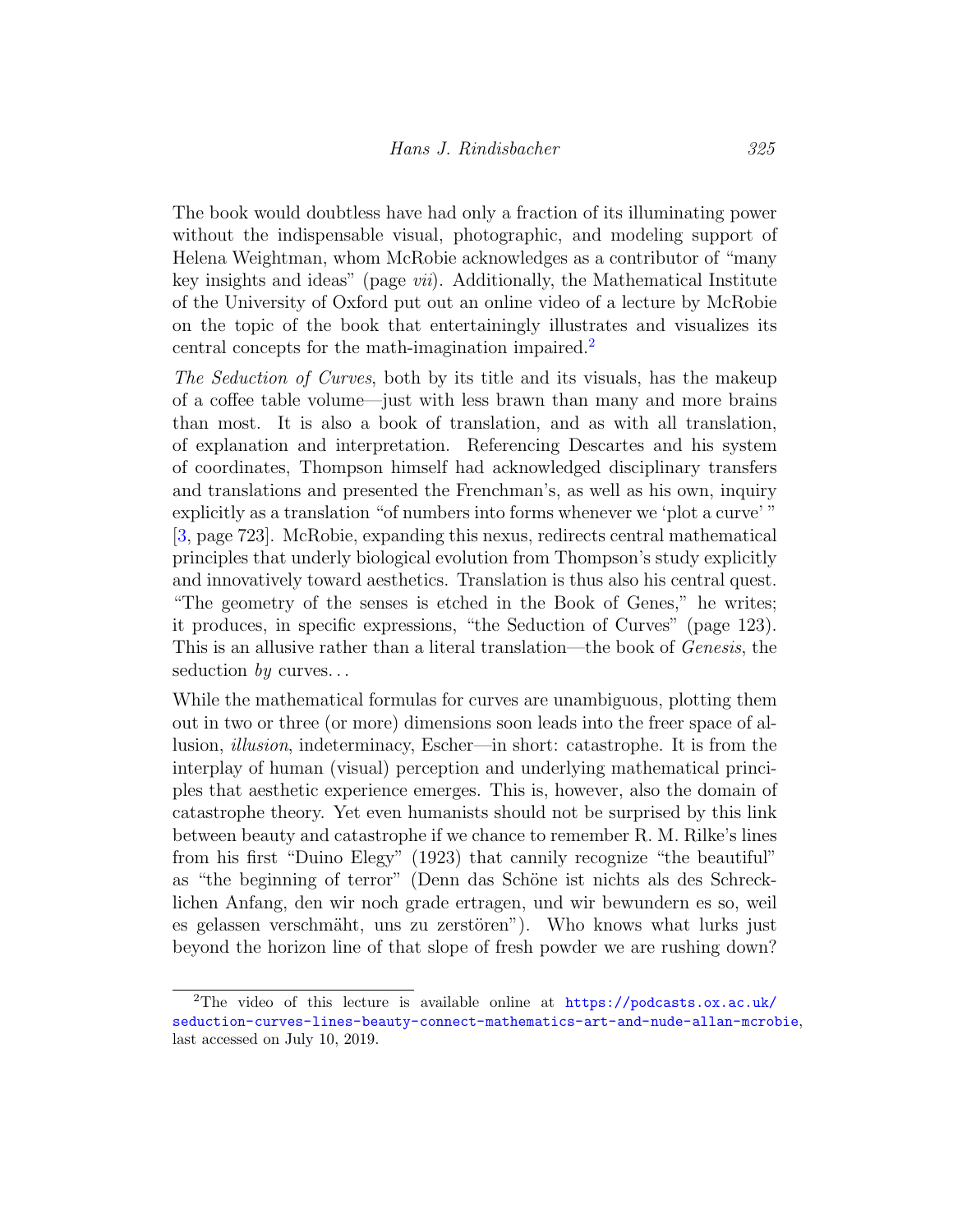The book would doubtless have had only a fraction of its illuminating power without the indispensable visual, photographic, and modeling support of Helena Weightman, whom McRobie acknowledges as a contributor of "many key insights and ideas" (page *vii*). Additionally, the Mathematical Institute of the University of Oxford put out an online video of a lecture by McRobie on the topic of the book that entertainingly illustrates and visualizes its central concepts for the math-imagination impaired.[2]

*The Seduction of Curves*, both by its title and its visuals, has the makeup of a coffee table volume—just with less brawn than many and more brains than most. It is also a book of translation, and as with all translation, of explanation and interpretation. Referencing Descartes and his system of coordinates, Thompson himself had acknowledged disciplinary transfers and translations and presented the Frenchman's, as well as his own, inquiry explicitly as a translation "of numbers into forms whenever we 'plot a curve' " [3, page 723]. McRobie, expanding this nexus, redirects central mathematical principles that underly biological evolution from Thompson's study explicitly and innovatively toward aesthetics. Translation is thus also his central quest. "The geometry of the senses is etched in the Book of Genes," he writes; it produces, in specific expressions, "the Seduction of Curves" (page 123). This is an allusive rather than a literal translation—the book of *Genesis*, the seduction *by* curves...

While the mathematical formulas for curves are unambiguous, plotting them out in two or three (or more) dimensions soon leads into the freer space of allusion, *illusion*, indeterminacy, Escher—in short: catastrophe. It is from the interplay of human (visual) perception and underlying mathematical principles that aesthetic experience emerges. This is, however, also the domain of catastrophe theory. Yet even humanists should not be surprised by this link between beauty and catastrophe if we chance to remember R. M. Rilke's lines from his first "Duino Elegy" (1923) that cannily recognize "the beautiful" as "the beginning of terror" (Denn das Schöne ist nichts als des Schrecklichen Anfang, den wir noch grade ertragen, und wir bewundern es so, weil es gelassen verschmäht, uns zu zerstören"). Who knows what lurks just beyond the horizon line of that slope of fresh powder we are rushing down?

[2] The video of this lecture is available online at https://podcasts.ox.ac.uk/seduction-curves-lines-beauty-connect-mathematics-art-and-nude-allan-mcrobie, last accessed on July 10, 2019.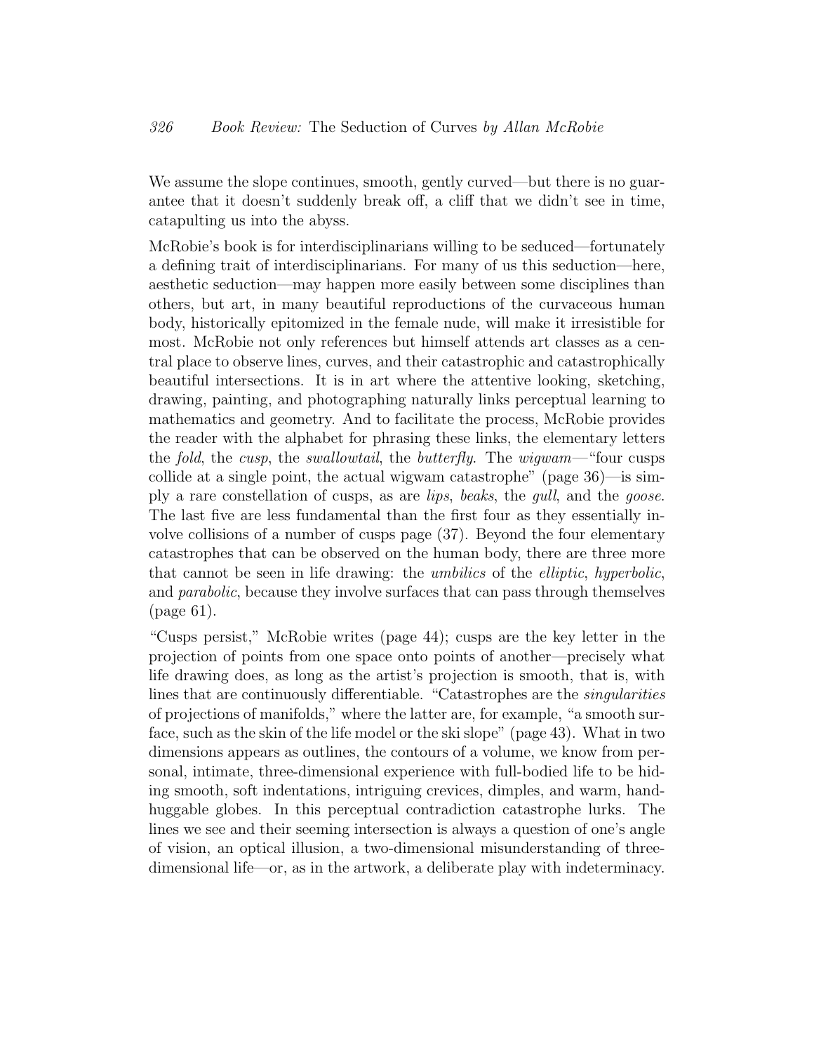We assume the slope continues, smooth, gently curved—but there is no guarantee that it doesn't suddenly break off, a cliff that we didn't see in time, catapulting us into the abyss.

McRobie's book is for interdisciplinarians willing to be seduced—fortunately a defining trait of interdisciplinarians. For many of us this seduction—here, aesthetic seduction—may happen more easily between some disciplines than others, but art, in many beautiful reproductions of the curvaceous human body, historically epitomized in the female nude, will make it irresistible for most. McRobie not only references but himself attends art classes as a central place to observe lines, curves, and their catastrophic and catastrophically beautiful intersections. It is in art where the attentive looking, sketching, drawing, painting, and photographing naturally links perceptual learning to mathematics and geometry. And to facilitate the process, McRobie provides the reader with the alphabet for phrasing these links, the elementary letters the *fold*, the *cusp*, the *swallowtail*, the *butterfly*. The *wigwam*—"four cusps collide at a single point, the actual wigwam catastrophe" (page 36)—is simply a rare constellation of cusps, as are *lips*, *beaks*, the *gull*, and the *goose*. The last five are less fundamental than the first four as they essentially involve collisions of a number of cusps page (37). Beyond the four elementary catastrophes that can be observed on the human body, there are three more that cannot be seen in life drawing: the *umbilics* of the *elliptic*, *hyperbolic*, and *parabolic*, because they involve surfaces that can pass through themselves (page 61).

"Cusps persist," McRobie writes (page 44); cusps are the key letter in the projection of points from one space onto points of another—precisely what life drawing does, as long as the artist's projection is smooth, that is, with lines that are continuously differentiable. "Catastrophes are the *singularities* of projections of manifolds," where the latter are, for example, "a smooth surface, such as the skin of the life model or the ski slope" (page 43). What in two dimensions appears as outlines, the contours of a volume, we know from personal, intimate, three-dimensional experience with full-bodied life to be hiding smooth, soft indentations, intriguing crevices, dimples, and warm, hand-huggable globes. In this perceptual contradiction catastrophe lurks. The lines we see and their seeming intersection is always a question of one's angle of vision, an optical illusion, a two-dimensional misunderstanding of three-dimensional life—or, as in the artwork, a deliberate play with indeterminacy.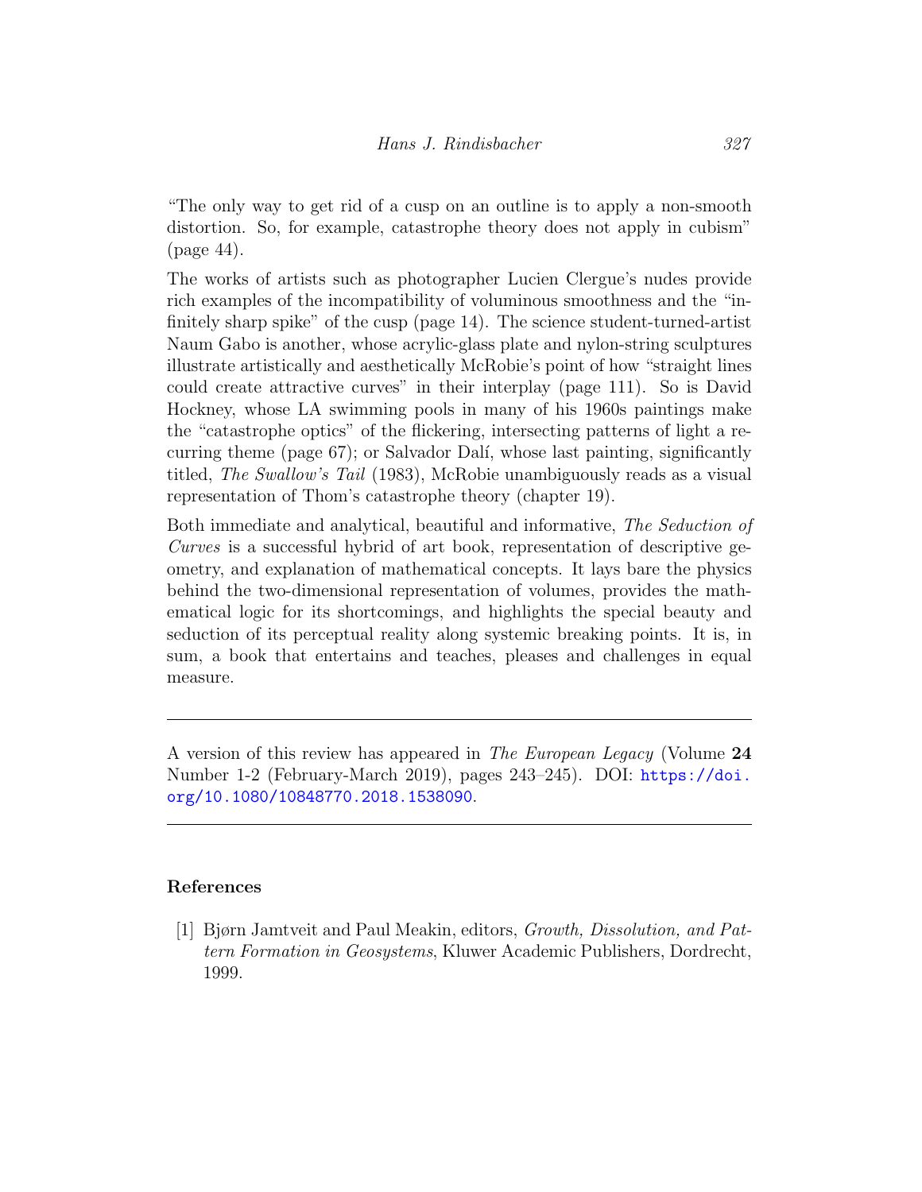"The only way to get rid of a cusp on an outline is to apply a non-smooth distortion. So, for example, catastrophe theory does not apply in cubism" (page 44).

The works of artists such as photographer Lucien Clergue's nudes provide rich examples of the incompatibility of voluminous smoothness and the "infinitely sharp spike" of the cusp (page 14). The science student-turned-artist Naum Gabo is another, whose acrylic-glass plate and nylon-string sculptures illustrate artistically and aesthetically McRobie's point of how "straight lines could create attractive curves" in their interplay (page 111). So is David Hockney, whose LA swimming pools in many of his 1960s paintings make the "catastrophe optics" of the flickering, intersecting patterns of light a recurring theme (page 67); or Salvador Dalí, whose last painting, significantly titled, *The Swallow's Tail* (1983), McRobie unambiguously reads as a visual representation of Thom's catastrophe theory (chapter 19).

Both immediate and analytical, beautiful and informative, *The Seduction of Curves* is a successful hybrid of art book, representation of descriptive geometry, and explanation of mathematical concepts. It lays bare the physics behind the two-dimensional representation of volumes, provides the mathematical logic for its shortcomings, and highlights the special beauty and seduction of its perceptual reality along systemic breaking points. It is, in sum, a book that entertains and teaches, pleases and challenges in equal measure.

---

A version of this review has appeared in *The European Legacy* (Volume **24** Number 1-2 (February-March 2019), pages 243–245). DOI: https://doi.org/10.1080/10848770.2018.1538090.

---

## References

[1] Bjørn Jamtveit and Paul Meakin, editors, *Growth, Dissolution, and Pattern Formation in Geosystems*, Kluwer Academic Publishers, Dordrecht, 1999.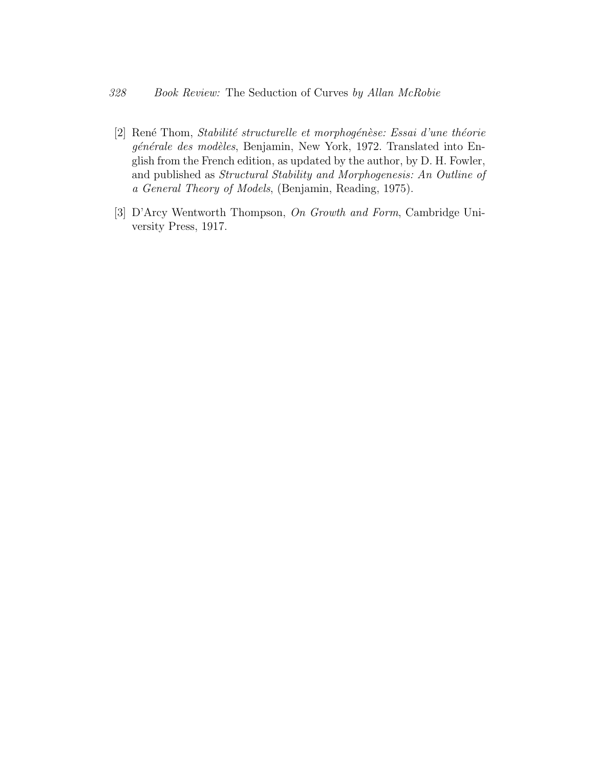[2] René Thom, *Stabilité structurelle et morphogénèse: Essai d'une théorie générale des modèles*, Benjamin, New York, 1972. Translated into English from the French edition, as updated by the author, by D. H. Fowler, and published as *Structural Stability and Morphogenesis: An Outline of a General Theory of Models*, (Benjamin, Reading, 1975).

[3] D'Arcy Wentworth Thompson, *On Growth and Form*, Cambridge University Press, 1917.